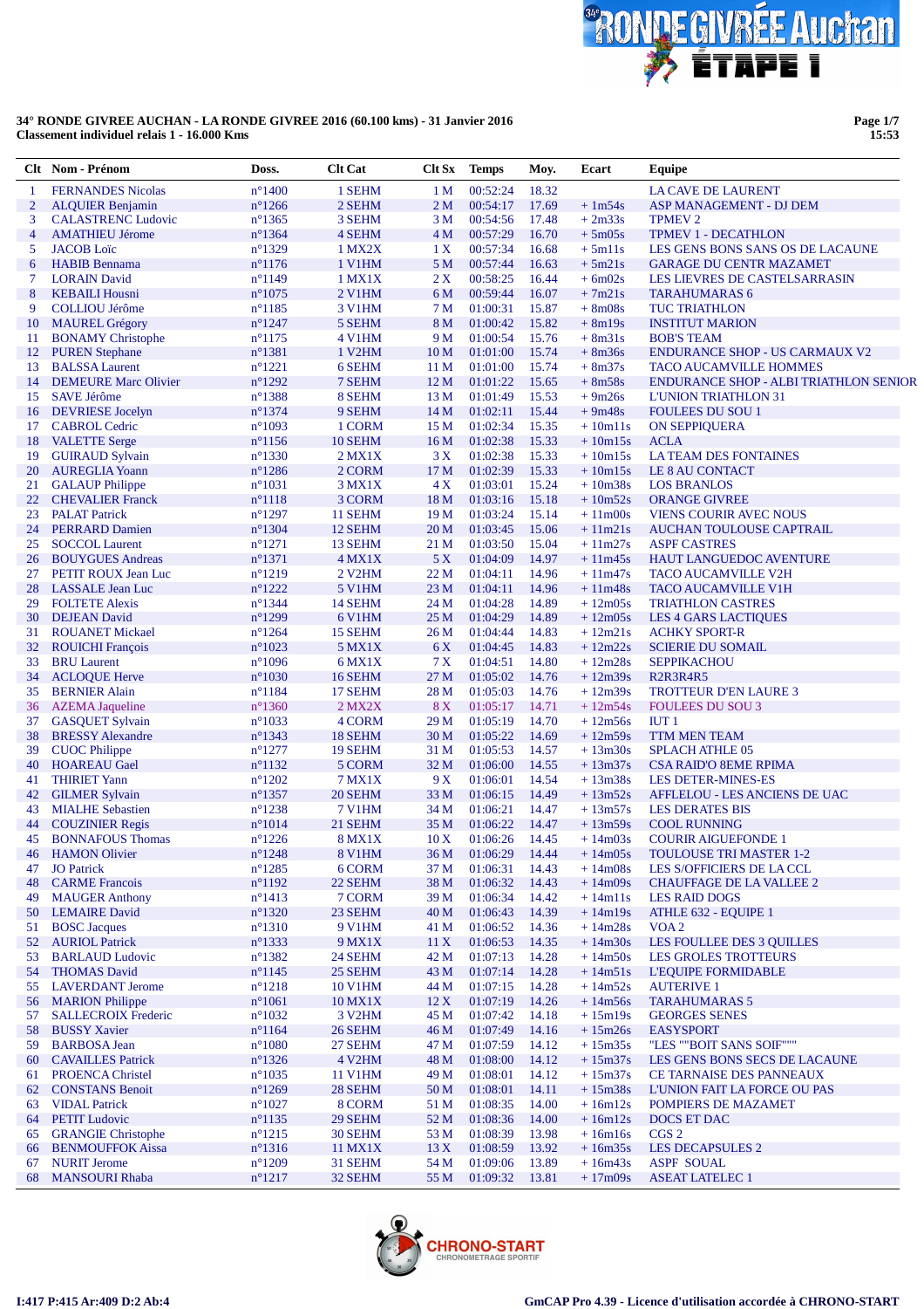**34° RONDE GIVREE AUCHAN - LA RONDE GIVREE 2016 (60.100 kms) - 31 Janvier 2016**
**Classement individuel relais 1 - 16.000 Kms**

| Clt | Nom - Prénom | Doss. | Clt Cat | Clt Sx | Temps | Moy. | Ecart | Equipe |
|---|---|---|---|---|---|---|---|---|
| 1 | FERNANDES Nicolas | n°1400 | 1 SEHM | 1 M | 00:52:24 | 18.32 | | LA CAVE DE LAURENT |
| 2 | ALQUIER Benjamin | n°1266 | 2 SEHM | 2 M | 00:54:17 | 17.69 | + 1m54s | ASP MANAGEMENT - DJ DEM |
| 3 | CALASTRENC Ludovic | n°1365 | 3 SEHM | 3 M | 00:54:56 | 17.48 | + 2m33s | TPMEV 2 |
| 4 | AMATHIEU Jérome | n°1364 | 4 SEHM | 4 M | 00:57:29 | 16.70 | + 5m05s | TPMEV 1 - DECATHLON |
| 5 | JACOB Loïc | n°1329 | 1 MX2X | 1 X | 00:57:34 | 16.68 | + 5m11s | LES GENS BONS SANS OS DE LACAUNE |
| 6 | HABIB Bennama | n°1176 | 1 V1HM | 5 M | 00:57:44 | 16.63 | + 5m21s | GARAGE DU CENTR MAZAMET |
| 7 | LORAIN David | n°1149 | 1 MX1X | 2 X | 00:58:25 | 16.44 | + 6m02s | LES LIEVRES DE CASTELSARRASIN |
| 8 | KEBAILI Housni | n°1075 | 2 V1HM | 6 M | 00:59:44 | 16.07 | + 7m21s | TARAHUMARAS 6 |
| 9 | COLLIOU Jérôme | n°1185 | 3 V1HM | 7 M | 01:00:31 | 15.87 | + 8m08s | TUC TRIATHLON |
| 10 | MAUREL Grégory | n°1247 | 5 SEHM | 8 M | 01:00:42 | 15.82 | + 8m19s | INSTITUT MARION |
| 11 | BONAMY Christophe | n°1175 | 4 V1HM | 9 M | 01:00:54 | 15.76 | + 8m31s | BOB'S TEAM |
| 12 | PUREN Stephane | n°1381 | 1 V2HM | 10 M | 01:01:00 | 15.74 | + 8m36s | ENDURANCE SHOP - US CARMAUX V2 |
| 13 | BALSSA Laurent | n°1221 | 6 SEHM | 11 M | 01:01:00 | 15.74 | + 8m37s | TACO AUCAMVILLE HOMMES |
| 14 | DEMEURE Marc Olivier | n°1292 | 7 SEHM | 12 M | 01:01:22 | 15.65 | + 8m58s | ENDURANCE SHOP - ALBI TRIATHLON SENIOR |
| 15 | SAVE Jérôme | n°1388 | 8 SEHM | 13 M | 01:01:49 | 15.53 | + 9m26s | L'UNION TRIATHLON 31 |
| 16 | DEVRIESE Jocelyn | n°1374 | 9 SEHM | 14 M | 01:02:11 | 15.44 | + 9m48s | FOULEES DU SOU 1 |
| 17 | CABROL Cedric | n°1093 | 1 CORM | 15 M | 01:02:34 | 15.35 | + 10m11s | ON SEPPIQUERA |
| 18 | VALETTE Serge | n°1156 | 10 SEHM | 16 M | 01:02:38 | 15.33 | + 10m15s | ACLA |
| 19 | GUIRAUD Sylvain | n°1330 | 2 MX1X | 3 X | 01:02:38 | 15.33 | + 10m15s | LA TEAM DES FONTAINES |
| 20 | AUREGLIA Yoann | n°1286 | 2 CORM | 17 M | 01:02:39 | 15.33 | + 10m15s | LE 8 AU CONTACT |
| 21 | GALAUP Philippe | n°1031 | 3 MX1X | 4 X | 01:03:01 | 15.24 | + 10m38s | LOS BRANLOS |
| 22 | CHEVALIER Franck | n°1118 | 3 CORM | 18 M | 01:03:16 | 15.18 | + 10m52s | ORANGE GIVREE |
| 23 | PALAT Patrick | n°1297 | 11 SEHM | 19 M | 01:03:24 | 15.14 | + 11m00s | VIENS COURIR AVEC NOUS |
| 24 | PERRARD Damien | n°1304 | 12 SEHM | 20 M | 01:03:45 | 15.06 | + 11m21s | AUCHAN TOULOUSE CAPTRAIL |
| 25 | SOCCOL Laurent | n°1271 | 13 SEHM | 21 M | 01:03:50 | 15.04 | + 11m27s | ASPF CASTRES |
| 26 | BOUYGUES Andreas | n°1371 | 4 MX1X | 5 X | 01:04:09 | 14.97 | + 11m45s | HAUT LANGUEDOC AVENTURE |
| 27 | PETIT ROUX Jean Luc | n°1219 | 2 V2HM | 22 M | 01:04:11 | 14.96 | + 11m47s | TACO AUCAMVILLE V2H |
| 28 | LASSALE Jean Luc | n°1222 | 5 V1HM | 23 M | 01:04:11 | 14.96 | + 11m48s | TACO AUCAMVILLE V1H |
| 29 | FOLTETE Alexis | n°1344 | 14 SEHM | 24 M | 01:04:28 | 14.89 | + 12m05s | TRIATHLON CASTRES |
| 30 | DEJEAN David | n°1299 | 6 V1HM | 25 M | 01:04:29 | 14.89 | + 12m05s | LES 4 GARS LACTIQUES |
| 31 | ROUANET Mickael | n°1264 | 15 SEHM | 26 M | 01:04:44 | 14.83 | + 12m21s | ACHKY SPORT-R |
| 32 | ROUICHI François | n°1023 | 5 MX1X | 6 X | 01:04:45 | 14.83 | + 12m22s | SCIERIE DU SOMAIL |
| 33 | BRU Laurent | n°1096 | 6 MX1X | 7 X | 01:04:51 | 14.80 | + 12m28s | SEPPIKACHOU |
| 34 | ACLOQUE Herve | n°1030 | 16 SEHM | 27 M | 01:05:02 | 14.76 | + 12m39s | R2R3R4R5 |
| 35 | BERNIER Alain | n°1184 | 17 SEHM | 28 M | 01:05:03 | 14.76 | + 12m39s | TROTTEUR D'EN LAURE 3 |
| 36 | AZEMA Jaqueline | n°1360 | 2 MX2X | 8 X | 01:05:17 | 14.71 | + 12m54s | FOULEES DU SOU 3 |
| 37 | GASQUET Sylvain | n°1033 | 4 CORM | 29 M | 01:05:19 | 14.70 | + 12m56s | IUT 1 |
| 38 | BRESSY Alexandre | n°1343 | 18 SEHM | 30 M | 01:05:22 | 14.69 | + 12m59s | TTM MEN TEAM |
| 39 | CUOC Philippe | n°1277 | 19 SEHM | 31 M | 01:05:53 | 14.57 | + 13m30s | SPLACH ATHLE 05 |
| 40 | HOAREAU Gael | n°1132 | 5 CORM | 32 M | 01:06:00 | 14.55 | + 13m37s | CSA RAID'O 8EME RPIMA |
| 41 | THIRIET Yann | n°1202 | 7 MX1X | 9 X | 01:06:01 | 14.54 | + 13m38s | LES DETER-MINES-ES |
| 42 | GILMER Sylvain | n°1357 | 20 SEHM | 33 M | 01:06:15 | 14.49 | + 13m52s | AFFLELOU - LES ANCIENS DE UAC |
| 43 | MIALHE Sebastien | n°1238 | 7 V1HM | 34 M | 01:06:21 | 14.47 | + 13m57s | LES DERATES BIS |
| 44 | COUZINIER Regis | n°1014 | 21 SEHM | 35 M | 01:06:22 | 14.47 | + 13m59s | COOL RUNNING |
| 45 | BONNAFOUS Thomas | n°1226 | 8 MX1X | 10 X | 01:06:26 | 14.45 | + 14m03s | COURIR AIGUEFONDE 1 |
| 46 | HAMON Olivier | n°1248 | 8 V1HM | 36 M | 01:06:29 | 14.44 | + 14m05s | TOULOUSE TRI MASTER 1-2 |
| 47 | JO Patrick | n°1285 | 6 CORM | 37 M | 01:06:31 | 14.43 | + 14m08s | LES S/OFFICIERS DE LA CCL |
| 48 | CARME Francois | n°1192 | 22 SEHM | 38 M | 01:06:32 | 14.43 | + 14m09s | CHAUFFAGE DE LA VALLEE 2 |
| 49 | MAUGER Anthony | n°1413 | 7 CORM | 39 M | 01:06:34 | 14.42 | + 14m11s | LES RAID DOGS |
| 50 | LEMAIRE David | n°1320 | 23 SEHM | 40 M | 01:06:43 | 14.39 | + 14m19s | ATHLE 632 - EQUIPE 1 |
| 51 | BOSC Jacques | n°1310 | 9 V1HM | 41 M | 01:06:52 | 14.36 | + 14m28s | VOA 2 |
| 52 | AURIOL Patrick | n°1333 | 9 MX1X | 11 X | 01:06:53 | 14.35 | + 14m30s | LES FOULLEE DES 3 QUILLES |
| 53 | BARLAUD Ludovic | n°1382 | 24 SEHM | 42 M | 01:07:13 | 14.28 | + 14m50s | LES GROLES TROTTEURS |
| 54 | THOMAS David | n°1145 | 25 SEHM | 43 M | 01:07:14 | 14.28 | + 14m51s | L'EQUIPE FORMIDABLE |
| 55 | LAVERDANT Jerome | n°1218 | 10 V1HM | 44 M | 01:07:15 | 14.28 | + 14m52s | AUTERIVE 1 |
| 56 | MARION Philippe | n°1061 | 10 MX1X | 12 X | 01:07:19 | 14.26 | + 14m56s | TARAHUMARAS 5 |
| 57 | SALLECROIX Frederic | n°1032 | 3 V2HM | 45 M | 01:07:42 | 14.18 | + 15m19s | GEORGES SENES |
| 58 | BUSSY Xavier | n°1164 | 26 SEHM | 46 M | 01:07:49 | 14.16 | + 15m26s | EASYSPORT |
| 59 | BARBOSA Jean | n°1080 | 27 SEHM | 47 M | 01:07:59 | 14.12 | + 15m35s | "LES ""BOIT SANS SOIF""" |
| 60 | CAVAILLES Patrick | n°1326 | 4 V2HM | 48 M | 01:08:00 | 14.12 | + 15m37s | LES GENS BONS SECS DE LACAUNE |
| 61 | PROENCA Christel | n°1035 | 11 V1HM | 49 M | 01:08:01 | 14.12 | + 15m37s | CE TARNAISE DES PANNEAUX |
| 62 | CONSTANS Benoit | n°1269 | 28 SEHM | 50 M | 01:08:01 | 14.11 | + 15m38s | L'UNION FAIT LA FORCE OU PAS |
| 63 | VIDAL Patrick | n°1027 | 8 CORM | 51 M | 01:08:35 | 14.00 | + 16m12s | POMPIERS DE MAZAMET |
| 64 | PETIT Ludovic | n°1135 | 29 SEHM | 52 M | 01:08:36 | 14.00 | + 16m12s | DOCS ET DAC |
| 65 | GRANGIE Christophe | n°1215 | 30 SEHM | 53 M | 01:08:39 | 13.98 | + 16m16s | CGS 2 |
| 66 | BENMOUFFOK Aissa | n°1316 | 11 MX1X | 13 X | 01:08:59 | 13.92 | + 16m35s | LES DECAPSULES 2 |
| 67 | NURIT Jerome | n°1209 | 31 SEHM | 54 M | 01:09:06 | 13.89 | + 16m43s | ASPF SOUAL |
| 68 | MANSOURI Rhaba | n°1217 | 32 SEHM | 55 M | 01:09:32 | 13.81 | + 17m09s | ASEAT LATELEC 1 |

I:417 P:415 Ar:409 D:2 Ab:4

GmCAP Pro 4.39 - Licence d'utilisation accordée à CHRONO-START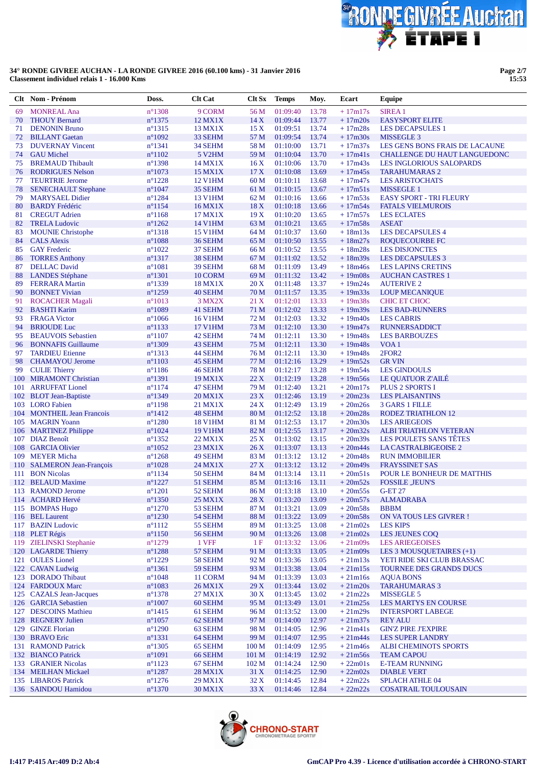**34° RONDE GIVREE AUCHAN - LA RONDE GIVREE 2016 (60.100 kms) - 31 Janvier 2016**
**Classement individuel relais 1 - 16.000 Kms**

| Clt | Nom - Prénom | Doss. | Clt Cat | Clt Sx | Temps | Moy. | Ecart | Equipe |
|---|---|---|---|---|---|---|---|---|
| 69 | MONREAL Ana | n°1308 | 9 CORM | 56 M | 01:09:40 | 13.78 | + 17m17s | SIREA 1 |
| 70 | THOUY Bernard | n°1375 | 12 MX1X | 14 X | 01:09:44 | 13.77 | + 17m20s | EASYSPORT ELITE |
| 71 | DENONIN Bruno | n°1315 | 13 MX1X | 15 X | 01:09:51 | 13.74 | + 17m28s | LES DECAPSULES 1 |
| 72 | BILLANT Gaetan | n°1092 | 33 SEHM | 57 M | 01:09:54 | 13.74 | + 17m30s | MISSEGLE 3 |
| 73 | DUVERNAY Vincent | n°1341 | 34 SEHM | 58 M | 01:10:00 | 13.71 | + 17m37s | LES GENS BONS FRAIS DE LACAUNE |
| 74 | GAU Michel | n°1102 | 5 V2HM | 59 M | 01:10:04 | 13.70 | + 17m41s | CHALLENGE DU HAUT LANGUEDONC |
| 75 | BREMAUD Thibault | n°1398 | 14 MX1X | 16 X | 01:10:06 | 13.70 | + 17m43s | LES INGLORIOUS SALOPARDS |
| 76 | RODRIGUES Nelson | n°1073 | 15 MX1X | 17 X | 01:10:08 | 13.69 | + 17m45s | TARAHUMARAS 2 |
| 77 | TEURTRIE Jerome | n°1228 | 12 V1HM | 60 M | 01:10:11 | 13.68 | + 17m47s | LES ARISTOCHATS |
| 78 | SENECHAULT Stephane | n°1047 | 35 SEHM | 61 M | 01:10:15 | 13.67 | + 17m51s | MISSEGLE 1 |
| 79 | MARYSAEL Didier | n°1284 | 13 V1HM | 62 M | 01:10:16 | 13.66 | + 17m53s | EASY SPORT - TRI FLEURY |
| 80 | BARDY Frédéric | n°1154 | 16 MX1X | 18 X | 01:10:18 | 13.66 | + 17m54s | FATALS VIELMUROIS |
| 81 | CREGUT Adrien | n°1168 | 17 MX1X | 19 X | 01:10:20 | 13.65 | + 17m57s | LES ECLATES |
| 82 | TRELA Ludovic | n°1262 | 14 V1HM | 63 M | 01:10:21 | 13.65 | + 17m58s | ASEAT |
| 83 | MOUNIE Christophe | n°1318 | 15 V1HM | 64 M | 01:10:37 | 13.60 | + 18m13s | LES DECAPSULES 4 |
| 84 | CALS Alexis | n°1088 | 36 SEHM | 65 M | 01:10:50 | 13.55 | + 18m27s | ROQUECOURBE FC |
| 85 | GAY Frederic | n°1022 | 37 SEHM | 66 M | 01:10:52 | 13.55 | + 18m28s | LES DISJONCTES |
| 86 | TORRES Anthony | n°1317 | 38 SEHM | 67 M | 01:11:02 | 13.52 | + 18m39s | LES DECAPSULES 3 |
| 87 | DELLAC David | n°1081 | 39 SEHM | 68 M | 01:11:09 | 13.49 | + 18m46s | LES LAPINS CRETINS |
| 88 | LANDES Stéphane | n°1301 | 10 CORM | 69 M | 01:11:32 | 13.42 | + 19m08s | AUCHAN CASTRES 1 |
| 89 | FERRARA Martin | n°1339 | 18 MX1X | 20 X | 01:11:48 | 13.37 | + 19m24s | AUTERIVE 2 |
| 90 | BONNET Vivian | n°1259 | 40 SEHM | 70 M | 01:11:57 | 13.35 | + 19m33s | LOUP MECANIQUE |
| 91 | ROCACHER Magali | n°1013 | 3 MX2X | 21 X | 01:12:01 | 13.33 | + 19m38s | CHIC ET CHOC |
| 92 | BASHTI Karim | n°1089 | 41 SEHM | 71 M | 01:12:02 | 13.33 | + 19m39s | LES BAD-RUNNERS |
| 93 | FRAGA Victor | n°1066 | 16 V1HM | 72 M | 01:12:03 | 13.32 | + 19m40s | LES CABRIS |
| 94 | BRIOUDE Luc | n°1133 | 17 V1HM | 73 M | 01:12:10 | 13.30 | + 19m47s | RUNNERSADDICT |
| 95 | BEAUVOIS Sebastien | n°1107 | 42 SEHM | 74 M | 01:12:11 | 13.30 | + 19m48s | LES BARBOUZES |
| 96 | BONNAFIS Guillaume | n°1309 | 43 SEHM | 75 M | 01:12:11 | 13.30 | + 19m48s | VOA 1 |
| 97 | TARDIEU Etienne | n°1313 | 44 SEHM | 76 M | 01:12:11 | 13.30 | + 19m48s | 2FOR2 |
| 98 | CHAMAYOU Jerome | n°1103 | 45 SEHM | 77 M | 01:12:16 | 13.29 | + 19m52s | GR VIN |
| 99 | CULIE Thierry | n°1186 | 46 SEHM | 78 M | 01:12:17 | 13.28 | + 19m54s | LES GINDOULS |
| 100 | MIRAMONT Christian | n°1391 | 19 MX1X | 22 X | 01:12:19 | 13.28 | + 19m56s | LE QUATUOR Z'AILÉ |
| 101 | ARRUFFAT Lionel | n°1174 | 47 SEHM | 79 M | 01:12:40 | 13.21 | + 20m17s | PLUS 2 SPORTS I |
| 102 | BLOT Jean-Baptiste | n°1349 | 20 MX1X | 23 X | 01:12:46 | 13.19 | + 20m23s | LES PLAISANTINS |
| 103 | LORO Fabien | n°1198 | 21 MX1X | 24 X | 01:12:49 | 13.19 | + 20m26s | 3 GARS 1 FILLE |
| 104 | MONTHEIL Jean Francois | n°1412 | 48 SEHM | 80 M | 01:12:52 | 13.18 | + 20m28s | RODEZ TRIATHLON 12 |
| 105 | MAGRIN Yoann | n°1280 | 18 V1HM | 81 M | 01:12:53 | 13.17 | + 20m30s | LES ARIEGEOIS |
| 106 | MARTINEZ Philippe | n°1024 | 19 V1HM | 82 M | 01:12:55 | 13.17 | + 20m32s | ALBI TRIATHLON VETERAN |
| 107 | DIAZ Benoît | n°1352 | 22 MX1X | 25 X | 01:13:02 | 13.15 | + 20m39s | LES POULETS SANS TÊTES |
| 108 | GARCIA Olivier | n°1052 | 23 MX1X | 26 X | 01:13:07 | 13.13 | + 20m44s | LA CASTRALBIGEOISE 2 |
| 109 | MEYER Micha | n°1268 | 49 SEHM | 83 M | 01:13:12 | 13.12 | + 20m48s | RUN IMMOBILIER |
| 110 | SALMERON Jean-François | n°1028 | 24 MX1X | 27 X | 01:13:12 | 13.12 | + 20m49s | FRAYSSINET SAS |
| 111 | BON Nicolas | n°1134 | 50 SEHM | 84 M | 01:13:14 | 13.11 | + 20m51s | POUR LE BONHEUR DE MATTHIS |
| 112 | BELAUD Maxime | n°1227 | 51 SEHM | 85 M | 01:13:16 | 13.11 | + 20m52s | FOSSILE _JEUN'S |
| 113 | RAMOND Jerome | n°1201 | 52 SEHM | 86 M | 01:13:18 | 13.10 | + 20m55s | G-ET 27 |
| 114 | ACHARD Hervé | n°1350 | 25 MX1X | 28 X | 01:13:20 | 13.09 | + 20m57s | ALMADRABA |
| 115 | BOMPAS Hugo | n°1270 | 53 SEHM | 87 M | 01:13:21 | 13.09 | + 20m58s | BBBM |
| 116 | BEL Laurent | n°1230 | 54 SEHM | 88 M | 01:13:22 | 13.09 | + 20m58s | ON VA TOUS LES GIVRER ! |
| 117 | BAZIN Ludovic | n°1112 | 55 SEHM | 89 M | 01:13:25 | 13.08 | + 21m02s | LES KIPS |
| 118 | PLET Régis | n°1150 | 56 SEHM | 90 M | 01:13:26 | 13.08 | + 21m02s | LES JEUNES COQ |
| 119 | ZIELINSKI Stephanie | n°1279 | 1 VFF | 1 F | 01:13:32 | 13.06 | + 21m09s | LES ARIEGEOISES |
| 120 | LAGARDE Thierry | n°1288 | 57 SEHM | 91 M | 01:13:33 | 13.05 | + 21m09s | LES 3 MOUSQUETAIRES (+1) |
| 121 | OULES Lionel | n°1229 | 58 SEHM | 92 M | 01:13:36 | 13.05 | + 21m13s | YETI RIDE SKI CLUB BRASSAC |
| 122 | CAVAN Ludwig | n°1361 | 59 SEHM | 93 M | 01:13:38 | 13.04 | + 21m15s | TOURNEE DES GRANDS DUCS |
| 123 | DORADO Thibaut | n°1048 | 11 CORM | 94 M | 01:13:39 | 13.03 | + 21m16s | AQUA BONS |
| 124 | FARDOUX Marc | n°1083 | 26 MX1X | 29 X | 01:13:44 | 13.02 | + 21m20s | TARAHUMARAS 3 |
| 125 | CAZALS Jean-Jacques | n°1378 | 27 MX1X | 30 X | 01:13:45 | 13.02 | + 21m22s | MISSEGLE 5 |
| 126 | GARCIA Sebastien | n°1007 | 60 SEHM | 95 M | 01:13:49 | 13.01 | + 21m25s | LES MARTYS EN COURSE |
| 127 | DESCOINS Mathieu | n°1415 | 61 SEHM | 96 M | 01:13:52 | 13.00 | + 21m29s | INTERSPORT LABEGE |
| 128 | REGNERY Julien | n°1057 | 62 SEHM | 97 M | 01:14:00 | 12.97 | + 21m37s | REY ALU |
| 129 | GINZE Florian | n°1290 | 63 SEHM | 98 M | 01:14:05 | 12.96 | + 21m41s | GIN'Z PIRE J'EXPIRE |
| 130 | BRAVO Eric | n°1331 | 64 SEHM | 99 M | 01:14:07 | 12.95 | + 21m44s | LES SUPER LANDRY |
| 131 | RAMOND Patrick | n°1305 | 65 SEHM | 100 M | 01:14:09 | 12.95 | + 21m46s | ALBI CHEMINOTS SPORTS |
| 132 | BIANCO Patrick | n°1091 | 66 SEHM | 101 M | 01:14:19 | 12.92 | + 21m56s | TEAM CAPOU |
| 133 | GRANIER Nicolas | n°1123 | 67 SEHM | 102 M | 01:14:24 | 12.90 | + 22m01s | E-TEAM RUNNING |
| 134 | MEILHAN Mickael | n°1287 | 28 MX1X | 31 X | 01:14:25 | 12.90 | + 22m02s | DIABLE VERT |
| 135 | LIBAROS Patrick | n°1276 | 29 MX1X | 32 X | 01:14:45 | 12.84 | + 22m22s | SPLACH ATHLE 04 |
| 136 | SAINDOU Hamidou | n°1370 | 30 MX1X | 33 X | 01:14:46 | 12.84 | + 22m22s | COSATRAIL TOULOUSAIN |

I:417 P:415 Ar:409 D:2 Ab:4

GmCAP Pro 4.39 - Licence d'utilisation accordée à CHRONO-START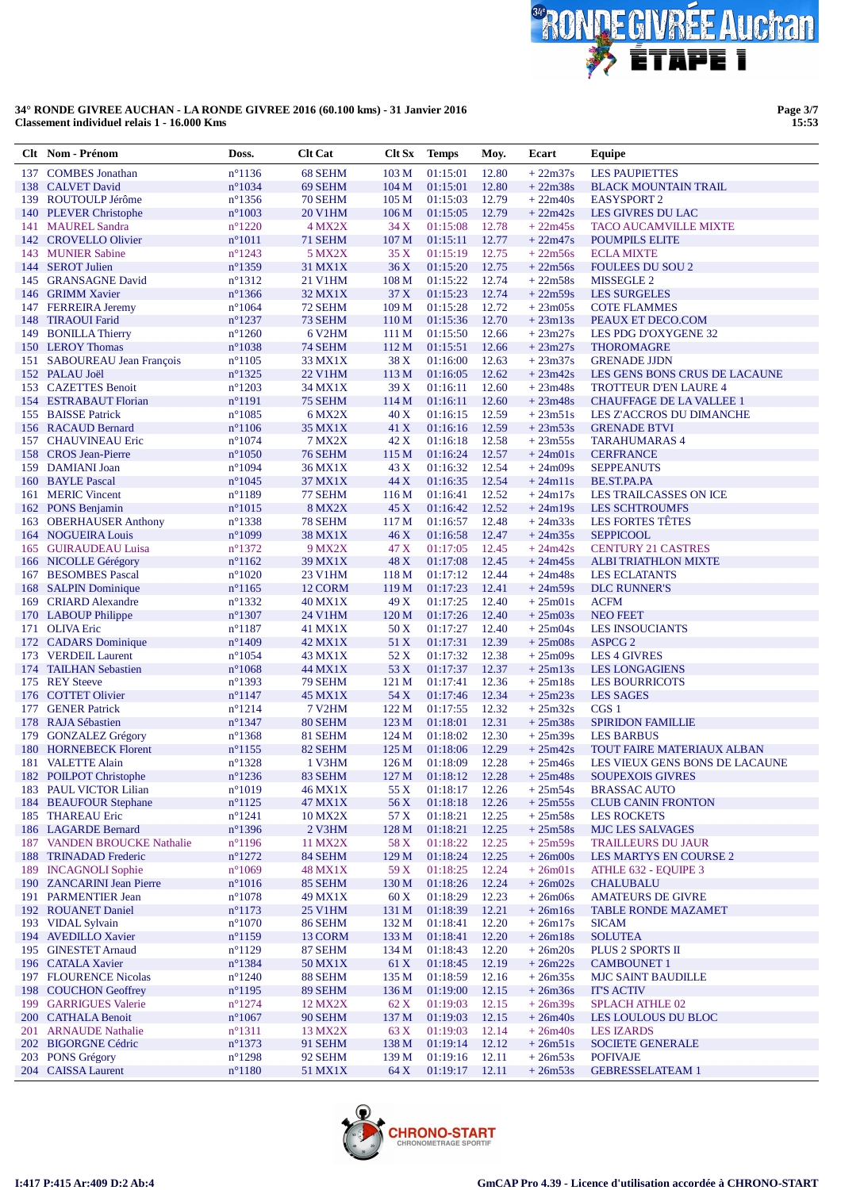**34° RONDE GIVREE AUCHAN - LA RONDE GIVREE 2016 (60.100 kms) - 31 Janvier 2016**
**Classement individuel relais 1 - 16.000 Kms**

| Clt | Nom - Prénom | Doss. | Clt Cat | Clt Sx | Temps | Moy. | Ecart | Equipe |
|---|---|---|---|---|---|---|---|---|
| 137 | COMBES Jonathan | n°1136 | 68 SEHM | 103 M | 01:15:01 | 12.80 | + 22m37s | LES PAUPIETTES |
| 138 | CALVET David | n°1034 | 69 SEHM | 104 M | 01:15:01 | 12.80 | + 22m38s | BLACK MOUNTAIN TRAIL |
| 139 | ROUTOULP Jérôme | n°1356 | 70 SEHM | 105 M | 01:15:03 | 12.79 | + 22m40s | EASYSPORT 2 |
| 140 | PLEVER Christophe | n°1003 | 20 V1HM | 106 M | 01:15:05 | 12.79 | + 22m42s | LES GIVRES DU LAC |
| 141 | MAUREL Sandra | n°1220 | 4 MX2X | 34 X | 01:15:08 | 12.78 | + 22m45s | TACO AUCAMVILLE MIXTE |
| 142 | CROVELLO Olivier | n°1011 | 71 SEHM | 107 M | 01:15:11 | 12.77 | + 22m47s | POUMPILS ELITE |
| 143 | MUNIER Sabine | n°1243 | 5 MX2X | 35 X | 01:15:19 | 12.75 | + 22m56s | ECLA MIXTE |
| 144 | SEROT Julien | n°1359 | 31 MX1X | 36 X | 01:15:20 | 12.75 | + 22m56s | FOULEES DU SOU 2 |
| 145 | GRANSAGNE David | n°1312 | 21 V1HM | 108 M | 01:15:22 | 12.74 | + 22m58s | MISSEGLE 2 |
| 146 | GRIMM Xavier | n°1366 | 32 MX1X | 37 X | 01:15:23 | 12.74 | + 22m59s | LES SURGELES |
| 147 | FERREIRA Jeremy | n°1064 | 72 SEHM | 109 M | 01:15:28 | 12.72 | + 23m05s | COTE FLAMMES |
| 148 | TIRAOUI Farid | n°1237 | 73 SEHM | 110 M | 01:15:36 | 12.70 | + 23m13s | PEAUX ET DECO.COM |
| 149 | BONILLA Thierry | n°1260 | 6 V2HM | 111 M | 01:15:50 | 12.66 | + 23m27s | LES PDG D'OXYGENE 32 |
| 150 | LEROY Thomas | n°1038 | 74 SEHM | 112 M | 01:15:51 | 12.66 | + 23m27s | THOROMAGRE |
| 151 | SABOUREAU Jean François | n°1105 | 33 MX1X | 38 X | 01:16:00 | 12.63 | + 23m37s | GRENADE JJDN |
| 152 | PALAU Joël | n°1325 | 22 V1HM | 113 M | 01:16:05 | 12.62 | + 23m42s | LES GENS BONS CRUS DE LACAUNE |
| 153 | CAZETTES Benoit | n°1203 | 34 MX1X | 39 X | 01:16:11 | 12.60 | + 23m48s | TROTTEUR D'EN LAURE 4 |
| 154 | ESTRABAUT Florian | n°1191 | 75 SEHM | 114 M | 01:16:11 | 12.60 | + 23m48s | CHAUFFAGE DE LA VALLEE 1 |
| 155 | BAISSE Patrick | n°1085 | 6 MX2X | 40 X | 01:16:15 | 12.59 | + 23m51s | LES Z'ACCROS DU DIMANCHE |
| 156 | RACAUD Bernard | n°1106 | 35 MX1X | 41 X | 01:16:16 | 12.59 | + 23m53s | GRENADE BTVI |
| 157 | CHAUVINEAU Eric | n°1074 | 7 MX2X | 42 X | 01:16:18 | 12.58 | + 23m55s | TARAHUMARAS 4 |
| 158 | CROS Jean-Pierre | n°1050 | 76 SEHM | 115 M | 01:16:24 | 12.57 | + 24m01s | CERFRANCE |
| 159 | DAMIANI Joan | n°1094 | 36 MX1X | 43 X | 01:16:32 | 12.54 | + 24m09s | SEPPEANUTS |
| 160 | BAYLE Pascal | n°1045 | 37 MX1X | 44 X | 01:16:35 | 12.54 | + 24m11s | BE.ST.PA.PA |
| 161 | MERIC Vincent | n°1189 | 77 SEHM | 116 M | 01:16:41 | 12.52 | + 24m17s | LES TRAILCASSES ON ICE |
| 162 | PONS Benjamin | n°1015 | 8 MX2X | 45 X | 01:16:42 | 12.52 | + 24m19s | LES SCHTROUMFS |
| 163 | OBERHAUSER Anthony | n°1338 | 78 SEHM | 117 M | 01:16:57 | 12.48 | + 24m33s | LES FORTES TÊTES |
| 164 | NOGUEIRA Louis | n°1099 | 38 MX1X | 46 X | 01:16:58 | 12.47 | + 24m35s | SEPPICOOL |
| 165 | GUIRAUDEAU Luisa | n°1372 | 9 MX2X | 47 X | 01:17:05 | 12.45 | + 24m42s | CENTURY 21 CASTRES |
| 166 | NICOLLE Gérégory | n°1162 | 39 MX1X | 48 X | 01:17:08 | 12.45 | + 24m45s | ALBI TRIATHLON MIXTE |
| 167 | BESOMBES Pascal | n°1020 | 23 V1HM | 118 M | 01:17:12 | 12.44 | + 24m48s | LES ECLATANTS |
| 168 | SALPIN Dominique | n°1165 | 12 CORM | 119 M | 01:17:23 | 12.41 | + 24m59s | DLC RUNNER'S |
| 169 | CRIARD Alexandre | n°1332 | 40 MX1X | 49 X | 01:17:25 | 12.40 | + 25m01s | ACFM |
| 170 | LABOUP Philippe | n°1307 | 24 V1HM | 120 M | 01:17:26 | 12.40 | + 25m03s | NEO FEET |
| 171 | OLIVA Eric | n°1187 | 41 MX1X | 50 X | 01:17:27 | 12.40 | + 25m04s | LES INSOUCIANTS |
| 172 | CADARS Dominique | n°1409 | 42 MX1X | 51 X | 01:17:31 | 12.39 | + 25m08s | ASPCG 2 |
| 173 | VERDEIL Laurent | n°1054 | 43 MX1X | 52 X | 01:17:32 | 12.38 | + 25m09s | LES 4 GIVRES |
| 174 | TAILHAN Sebastien | n°1068 | 44 MX1X | 53 X | 01:17:37 | 12.37 | + 25m13s | LES LONGAGIENS |
| 175 | REY Steeve | n°1393 | 79 SEHM | 121 M | 01:17:41 | 12.36 | + 25m18s | LES BOURRICOTS |
| 176 | COTTET Olivier | n°1147 | 45 MX1X | 54 X | 01:17:46 | 12.34 | + 25m23s | LES SAGES |
| 177 | GENER Patrick | n°1214 | 7 V2HM | 122 M | 01:17:55 | 12.32 | + 25m32s | CGS 1 |
| 178 | RAJA Sébastien | n°1347 | 80 SEHM | 123 M | 01:18:01 | 12.31 | + 25m38s | SPIRIDON FAMILLIE |
| 179 | GONZALEZ Grégory | n°1368 | 81 SEHM | 124 M | 01:18:02 | 12.30 | + 25m39s | LES BARBUS |
| 180 | HORNEBECK Florent | n°1155 | 82 SEHM | 125 M | 01:18:06 | 12.29 | + 25m42s | TOUT FAIRE MATERIAUX ALBAN |
| 181 | VALETTE Alain | n°1328 | 1 V3HM | 126 M | 01:18:09 | 12.28 | + 25m46s | LES VIEUX GENS BONS DE LACAUNE |
| 182 | POILPOT Christophe | n°1236 | 83 SEHM | 127 M | 01:18:12 | 12.28 | + 25m48s | SOUPEXOIS GIVRES |
| 183 | PAUL VICTOR Lilian | n°1019 | 46 MX1X | 55 X | 01:18:17 | 12.26 | + 25m54s | BRASSAC AUTO |
| 184 | BEAUFOUR Stephane | n°1125 | 47 MX1X | 56 X | 01:18:18 | 12.26 | + 25m55s | CLUB CANIN FRONTON |
| 185 | THAREAU Eric | n°1241 | 10 MX2X | 57 X | 01:18:21 | 12.25 | + 25m58s | LES ROCKETS |
| 186 | LAGARDE Bernard | n°1396 | 2 V3HM | 128 M | 01:18:21 | 12.25 | + 25m58s | MJC LES SALVAGES |
| 187 | VANDEN BROUCKE Nathalie | n°1196 | 11 MX2X | 58 X | 01:18:22 | 12.25 | + 25m59s | TRAILLEURS DU JAUR |
| 188 | TRINADAD Frederic | n°1272 | 84 SEHM | 129 M | 01:18:24 | 12.25 | + 26m00s | LES MARTYS EN COURSE 2 |
| 189 | INCAGNOLI Sophie | n°1069 | 48 MX1X | 59 X | 01:18:25 | 12.24 | + 26m01s | ATHLE 632 - EQUIPE 3 |
| 190 | ZANCARINI Jean Pierre | n°1016 | 85 SEHM | 130 M | 01:18:26 | 12.24 | + 26m02s | CHALUBAU |
| 191 | PARMENTIER Jean | n°1078 | 49 MX1X | 60 X | 01:18:29 | 12.23 | + 26m06s | AMATEURS DE GIVRE |
| 192 | ROUANET Daniel | n°1173 | 25 V1HM | 131 M | 01:18:39 | 12.21 | + 26m16s | TABLE RONDE MAZAMET |
| 193 | VIDAL Sylvain | n°1070 | 86 SEHM | 132 M | 01:18:41 | 12.20 | + 26m17s | SICAM |
| 194 | AVEDILLO Xavier | n°1159 | 13 CORM | 133 M | 01:18:41 | 12.20 | + 26m18s | SOLUTEA |
| 195 | GINESTET Arnaud | n°1129 | 87 SEHM | 134 M | 01:18:43 | 12.20 | + 26m20s | PLUS 2 SPORTS II |
| 196 | CATALA Xavier | n°1384 | 50 MX1X | 61 X | 01:18:45 | 12.19 | + 26m22s | CAMBOUNET 1 |
| 197 | FLOURENCE Nicolas | n°1240 | 88 SEHM | 135 M | 01:18:59 | 12.16 | + 26m35s | MJC SAINT BAUDILLE |
| 198 | COUCHON Geoffrey | n°1195 | 89 SEHM | 136 M | 01:19:00 | 12.15 | + 26m36s | IT'S ACTIV |
| 199 | GARRIGUES Valerie | n°1274 | 12 MX2X | 62 X | 01:19:03 | 12.15 | + 26m39s | SPLACH ATHLE 02 |
| 200 | CATHALA Benoit | n°1067 | 90 SEHM | 137 M | 01:19:03 | 12.15 | + 26m40s | LES LOULOUS DU BLOC |
| 201 | ARNAUDE Nathalie | n°1311 | 13 MX2X | 63 X | 01:19:03 | 12.14 | + 26m40s | LES IZARDS |
| 202 | BIGORGNE Cédric | n°1373 | 91 SEHM | 138 M | 01:19:14 | 12.12 | + 26m51s | SOCIETE GENERALE |
| 203 | PONS Grégory | n°1298 | 92 SEHM | 139 M | 01:19:16 | 12.11 | + 26m53s | POFIVAJE |
| 204 | CAISSA Laurent | n°1180 | 51 MX1X | 64 X | 01:19:17 | 12.11 | + 26m53s | GEBRESSELATEAM 1 |

I:417 P:415 Ar:409 D:2 Ab:4

GmCAP Pro 4.39 - Licence d'utilisation accordée à CHRONO-START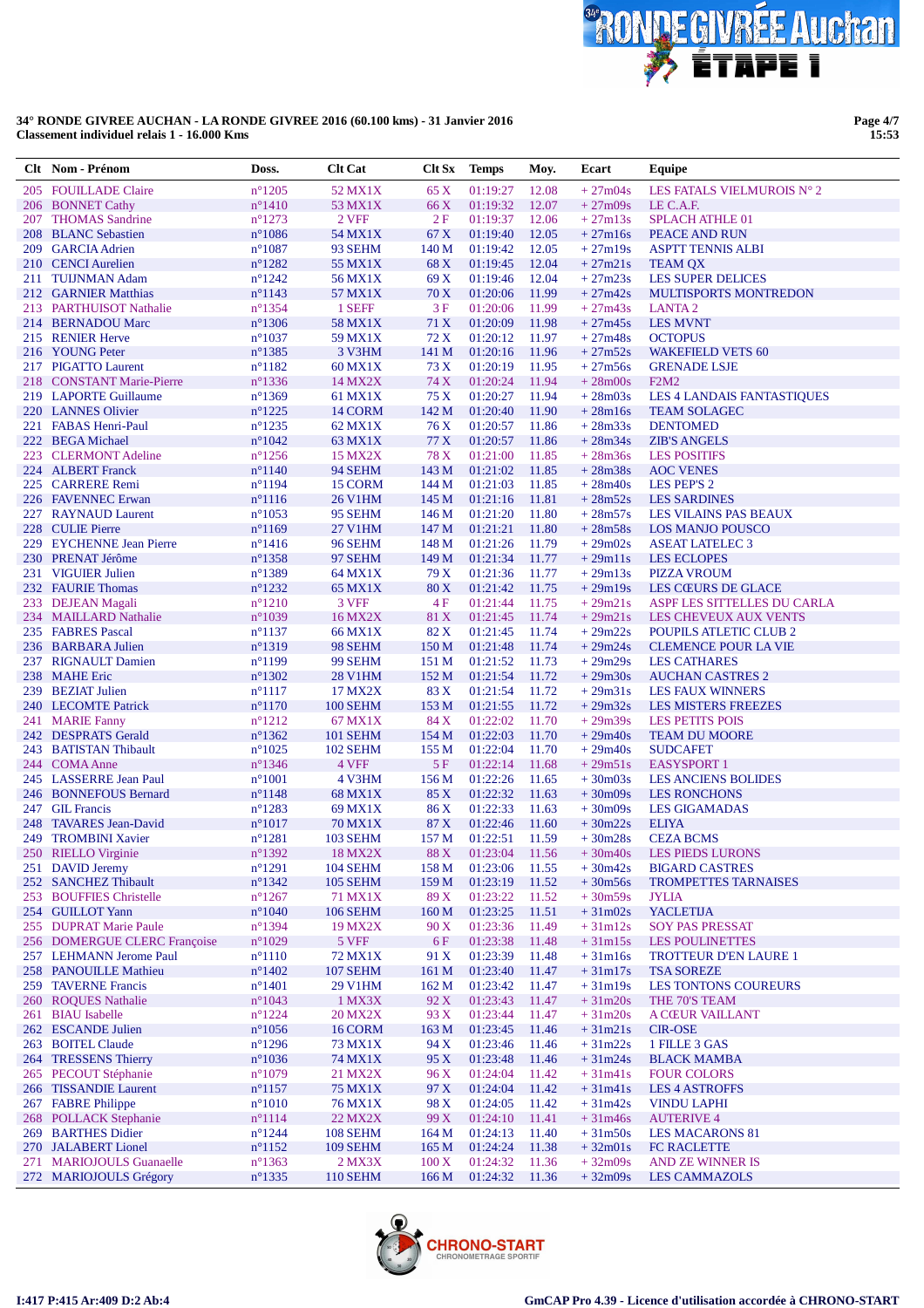**34° RONDE GIVREE AUCHAN - LA RONDE GIVREE 2016 (60.100 kms) - 31 Janvier 2016**
**Classement individuel relais 1 - 16.000 Kms**

| Clt | Nom - Prénom | Doss. | Clt Cat | Clt Sx | Temps | Moy. | Ecart | Equipe |
|---|---|---|---|---|---|---|---|---|
| 205 | FOUILLADE Claire | n°1205 | 52 MX1X | 65 X | 01:19:27 | 12.08 | + 27m04s | LES FATALS VIELMUROIS N° 2 |
| 206 | BONNET Cathy | n°1410 | 53 MX1X | 66 X | 01:19:32 | 12.07 | + 27m09s | LE C.A.F. |
| 207 | THOMAS Sandrine | n°1273 | 2 VFF | 2 F | 01:19:37 | 12.06 | + 27m13s | SPLACH ATHLE 01 |
| 208 | BLANC Sebastien | n°1086 | 54 MX1X | 67 X | 01:19:40 | 12.05 | + 27m16s | PEACE AND RUN |
| 209 | GARCIA Adrien | n°1087 | 93 SEHM | 140 M | 01:19:42 | 12.05 | + 27m19s | ASPTT TENNIS ALBI |
| 210 | CENCI Aurelien | n°1282 | 55 MX1X | 68 X | 01:19:45 | 12.04 | + 27m21s | TEAM QX |
| 211 | TUIJNMAN Adam | n°1242 | 56 MX1X | 69 X | 01:19:46 | 12.04 | + 27m23s | LES SUPER DELICES |
| 212 | GARNIER Matthias | n°1143 | 57 MX1X | 70 X | 01:20:06 | 11.99 | + 27m42s | MULTISPORTS MONTREDON |
| 213 | PARTHUISOT Nathalie | n°1354 | 1 SEFF | 3 F | 01:20:06 | 11.99 | + 27m43s | LANTA 2 |
| 214 | BERNADOU Marc | n°1306 | 58 MX1X | 71 X | 01:20:09 | 11.98 | + 27m45s | LES MVNT |
| 215 | RENIER Herve | n°1037 | 59 MX1X | 72 X | 01:20:12 | 11.97 | + 27m48s | OCTOPUS |
| 216 | YOUNG Peter | n°1385 | 3 V3HM | 141 M | 01:20:16 | 11.96 | + 27m52s | WAKEFIELD VETS 60 |
| 217 | PIGATTO Laurent | n°1182 | 60 MX1X | 73 X | 01:20:19 | 11.95 | + 27m56s | GRENADE LSJE |
| 218 | CONSTANT Marie-Pierre | n°1336 | 14 MX2X | 74 X | 01:20:24 | 11.94 | + 28m00s | F2M2 |
| 219 | LAPORTE Guillaume | n°1369 | 61 MX1X | 75 X | 01:20:27 | 11.94 | + 28m03s | LES 4 LANDAIS FANTASTIQUES |
| 220 | LANNES Olivier | n°1225 | 14 CORM | 142 M | 01:20:40 | 11.90 | + 28m16s | TEAM SOLAGEC |
| 221 | FABAS Henri-Paul | n°1235 | 62 MX1X | 76 X | 01:20:57 | 11.86 | + 28m33s | DENTOMED |
| 222 | BEGA Michael | n°1042 | 63 MX1X | 77 X | 01:20:57 | 11.86 | + 28m34s | ZIB'S ANGELS |
| 223 | CLERMONT Adeline | n°1256 | 15 MX2X | 78 X | 01:21:00 | 11.85 | + 28m36s | LES POSITIFS |
| 224 | ALBERT Franck | n°1140 | 94 SEHM | 143 M | 01:21:02 | 11.85 | + 28m38s | AOC VENES |
| 225 | CARRERE Remi | n°1194 | 15 CORM | 144 M | 01:21:03 | 11.85 | + 28m40s | LES PEP'S 2 |
| 226 | FAVENNEC Erwan | n°1116 | 26 V1HM | 145 M | 01:21:16 | 11.81 | + 28m52s | LES SARDINES |
| 227 | RAYNAUD Laurent | n°1053 | 95 SEHM | 146 M | 01:21:20 | 11.80 | + 28m57s | LES VILAINS PAS BEAUX |
| 228 | CULIE Pierre | n°1169 | 27 V1HM | 147 M | 01:21:21 | 11.80 | + 28m58s | LOS MANJO POUSCO |
| 229 | EYCHENNE Jean Pierre | n°1416 | 96 SEHM | 148 M | 01:21:26 | 11.79 | + 29m02s | ASEAT LATELEC 3 |
| 230 | PRENAT Jérôme | n°1358 | 97 SEHM | 149 M | 01:21:34 | 11.77 | + 29m11s | LES ECLOPES |
| 231 | VIGUIER Julien | n°1389 | 64 MX1X | 79 X | 01:21:36 | 11.77 | + 29m13s | PIZZA VROUM |
| 232 | FAURIE Thomas | n°1232 | 65 MX1X | 80 X | 01:21:42 | 11.75 | + 29m19s | LES CŒURS DE GLACE |
| 233 | DEJEAN Magali | n°1210 | 3 VFF | 4 F | 01:21:44 | 11.75 | + 29m21s | ASPF LES SITTELLES DU CARLA |
| 234 | MAILLARD Nathalie | n°1039 | 16 MX2X | 81 X | 01:21:45 | 11.74 | + 29m21s | LES CHEVEUX AUX VENTS |
| 235 | FABRES Pascal | n°1137 | 66 MX1X | 82 X | 01:21:45 | 11.74 | + 29m22s | POUPILS ATLETIC CLUB 2 |
| 236 | BARBARA Julien | n°1319 | 98 SEHM | 150 M | 01:21:48 | 11.74 | + 29m24s | CLEMENCE POUR LA VIE |
| 237 | RIGNAULT Damien | n°1199 | 99 SEHM | 151 M | 01:21:52 | 11.73 | + 29m29s | LES CATHARES |
| 238 | MAHE Eric | n°1302 | 28 V1HM | 152 M | 01:21:54 | 11.72 | + 29m30s | AUCHAN CASTRES 2 |
| 239 | BEZIAT Julien | n°1117 | 17 MX2X | 83 X | 01:21:54 | 11.72 | + 29m31s | LES FAUX WINNERS |
| 240 | LECOMTE Patrick | n°1170 | 100 SEHM | 153 M | 01:21:55 | 11.72 | + 29m32s | LES MISTERS FREEZES |
| 241 | MARIE Fanny | n°1212 | 67 MX1X | 84 X | 01:22:02 | 11.70 | + 29m39s | LES PETITS POIS |
| 242 | DESPRATS Gerald | n°1362 | 101 SEHM | 154 M | 01:22:03 | 11.70 | + 29m40s | TEAM DU MOORE |
| 243 | BATISTAN Thibault | n°1025 | 102 SEHM | 155 M | 01:22:04 | 11.70 | + 29m40s | SUDCAFET |
| 244 | COMA Anne | n°1346 | 4 VFF | 5 F | 01:22:14 | 11.68 | + 29m51s | EASYSPORT 1 |
| 245 | LASSERRE Jean Paul | n°1001 | 4 V3HM | 156 M | 01:22:26 | 11.65 | + 30m03s | LES ANCIENS BOLIDES |
| 246 | BONNEFOUS Bernard | n°1148 | 68 MX1X | 85 X | 01:22:32 | 11.63 | + 30m09s | LES RONCHONS |
| 247 | GIL Francis | n°1283 | 69 MX1X | 86 X | 01:22:33 | 11.63 | + 30m09s | LES GIGAMADAS |
| 248 | TAVARES Jean-David | n°1017 | 70 MX1X | 87 X | 01:22:46 | 11.60 | + 30m22s | ELIYA |
| 249 | TROMBINI Xavier | n°1281 | 103 SEHM | 157 M | 01:22:51 | 11.59 | + 30m28s | CEZA BCMS |
| 250 | RIELLO Virginie | n°1392 | 18 MX2X | 88 X | 01:23:04 | 11.56 | + 30m40s | LES PIEDS LURONS |
| 251 | DAVID Jeremy | n°1291 | 104 SEHM | 158 M | 01:23:06 | 11.55 | + 30m42s | BIGARD CASTRES |
| 252 | SANCHEZ Thibault | n°1342 | 105 SEHM | 159 M | 01:23:19 | 11.52 | + 30m56s | TROMPETTES TARNAISES |
| 253 | BOUFFIES Christelle | n°1267 | 71 MX1X | 89 X | 01:23:22 | 11.52 | + 30m59s | JYLIA |
| 254 | GUILLOT Yann | n°1040 | 106 SEHM | 160 M | 01:23:25 | 11.51 | + 31m02s | YACLETIJA |
| 255 | DUPRAT Marie Paule | n°1394 | 19 MX2X | 90 X | 01:23:36 | 11.49 | + 31m12s | SOY PAS PRESSAT |
| 256 | DOMERGUE CLERC Françoise | n°1029 | 5 VFF | 6 F | 01:23:38 | 11.48 | + 31m15s | LES POULINETTES |
| 257 | LEHMANN Jerome Paul | n°1110 | 72 MX1X | 91 X | 01:23:39 | 11.48 | + 31m16s | TROTTEUR D'EN LAURE 1 |
| 258 | PANOUILLE Mathieu | n°1402 | 107 SEHM | 161 M | 01:23:40 | 11.47 | + 31m17s | TSA SOREZE |
| 259 | TAVERNE Francis | n°1401 | 29 V1HM | 162 M | 01:23:42 | 11.47 | + 31m19s | LES TONTONS COUREURS |
| 260 | ROQUES Nathalie | n°1043 | 1 MX3X | 92 X | 01:23:43 | 11.47 | + 31m20s | THE 70'S TEAM |
| 261 | BIAU Isabelle | n°1224 | 20 MX2X | 93 X | 01:23:44 | 11.47 | + 31m20s | A CŒUR VAILLANT |
| 262 | ESCANDE Julien | n°1056 | 16 CORM | 163 M | 01:23:45 | 11.46 | + 31m21s | CIR-OSE |
| 263 | BOITEL Claude | n°1296 | 73 MX1X | 94 X | 01:23:46 | 11.46 | + 31m22s | 1 FILLE 3 GAS |
| 264 | TRESSENS Thierry | n°1036 | 74 MX1X | 95 X | 01:23:48 | 11.46 | + 31m24s | BLACK MAMBA |
| 265 | PECOUT Stéphanie | n°1079 | 21 MX2X | 96 X | 01:24:04 | 11.42 | + 31m41s | FOUR COLORS |
| 266 | TISSANDIE Laurent | n°1157 | 75 MX1X | 97 X | 01:24:04 | 11.42 | + 31m41s | LES 4 ASTROFFS |
| 267 | FABRE Philippe | n°1010 | 76 MX1X | 98 X | 01:24:05 | 11.42 | + 31m42s | VINDU LAPHI |
| 268 | POLLACK Stephanie | n°1114 | 22 MX2X | 99 X | 01:24:10 | 11.41 | + 31m46s | AUTERIVE 4 |
| 269 | BARTHES Didier | n°1244 | 108 SEHM | 164 M | 01:24:13 | 11.40 | + 31m50s | LES MACARONS 81 |
| 270 | JALABERT Lionel | n°1152 | 109 SEHM | 165 M | 01:24:24 | 11.38 | + 32m01s | FC RACLETTE |
| 271 | MARIOJOULS Guanaelle | n°1363 | 2 MX3X | 100 X | 01:24:32 | 11.36 | + 32m09s | AND ZE WINNER IS |
| 272 | MARIOJOULS Grégory | n°1335 | 110 SEHM | 166 M | 01:24:32 | 11.36 | + 32m09s | LES CAMMAZOLS |

I:417 P:415 Ar:409 D:2 Ab:4

GmCAP Pro 4.39 - Licence d'utilisation accordée à CHRONO-START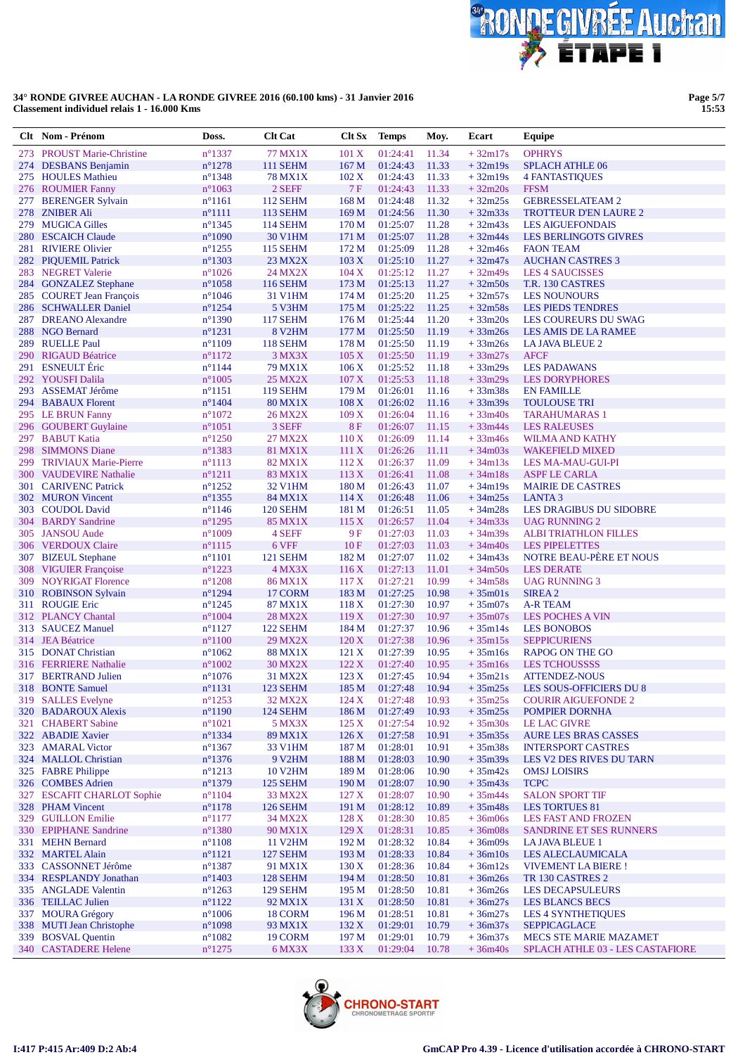**34° RONDE GIVREE AUCHAN - LA RONDE GIVREE 2016 (60.100 kms) - 31 Janvier 2016**
**Classement individuel relais 1 - 16.000 Kms**

| Clt | Nom - Prénom | Doss. | Clt Cat | Clt Sx | Temps | Moy. | Ecart | Equipe |
|---|---|---|---|---|---|---|---|---|
| 273 | PROUST Marie-Christine | n°1337 | 77 MX1X | 101 X | 01:24:41 | 11.34 | + 32m17s | OPHRYS |
| 274 | DESBANS Benjamin | n°1278 | 111 SEHM | 167 M | 01:24:43 | 11.33 | + 32m19s | SPLACH ATHLE 06 |
| 275 | HOULES Mathieu | n°1348 | 78 MX1X | 102 X | 01:24:43 | 11.33 | + 32m19s | 4 FANTASTIQUES |
| 276 | ROUMIER Fanny | n°1063 | 2 SEFF | 7 F | 01:24:43 | 11.33 | + 32m20s | FFSM |
| 277 | BERENGER Sylvain | n°1161 | 112 SEHM | 168 M | 01:24:48 | 11.32 | + 32m25s | GEBRESSELATEAM 2 |
| 278 | ZNIBER Ali | n°1111 | 113 SEHM | 169 M | 01:24:56 | 11.30 | + 32m33s | TROTTEUR D'EN LAURE 2 |
| 279 | MUGICA Gilles | n°1345 | 114 SEHM | 170 M | 01:25:07 | 11.28 | + 32m43s | LES AIGUEFONDAIS |
| 280 | ESCAICH Claude | n°1090 | 30 V1HM | 171 M | 01:25:07 | 11.28 | + 32m44s | LES BERLINGOTS GIVRES |
| 281 | RIVIERE Olivier | n°1255 | 115 SEHM | 172 M | 01:25:09 | 11.28 | + 32m46s | FAON TEAM |
| 282 | PIQUEMIL Patrick | n°1303 | 23 MX2X | 103 X | 01:25:10 | 11.27 | + 32m47s | AUCHAN CASTRES 3 |
| 283 | NEGRET Valerie | n°1026 | 24 MX2X | 104 X | 01:25:12 | 11.27 | + 32m49s | LES 4 SAUCISSES |
| 284 | GONZALEZ Stephane | n°1058 | 116 SEHM | 173 M | 01:25:13 | 11.27 | + 32m50s | T.R. 130 CASTRES |
| 285 | COURET Jean François | n°1046 | 31 V1HM | 174 M | 01:25:20 | 11.25 | + 32m57s | LES NOUNOURS |
| 286 | SCHWALLER Daniel | n°1254 | 5 V3HM | 175 M | 01:25:22 | 11.25 | + 32m58s | LES PIEDS TENDRES |
| 287 | DREANO Alexandre | n°1390 | 117 SEHM | 176 M | 01:25:44 | 11.20 | + 33m20s | LES COUREURS DU SWAG |
| 288 | NGO Bernard | n°1231 | 8 V2HM | 177 M | 01:25:50 | 11.19 | + 33m26s | LES AMIS DE LA RAMEE |
| 289 | RUELLE Paul | n°1109 | 118 SEHM | 178 M | 01:25:50 | 11.19 | + 33m26s | LA JAVA BLEUE 2 |
| 290 | RIGAUD Béatrice | n°1172 | 3 MX3X | 105 X | 01:25:50 | 11.19 | + 33m27s | AFCF |
| 291 | ESNEULT Éric | n°1144 | 79 MX1X | 106 X | 01:25:52 | 11.18 | + 33m29s | LES PADAWANS |
| 292 | YOUSFI Dalila | n°1005 | 25 MX2X | 107 X | 01:25:53 | 11.18 | + 33m29s | LES DORYPHORES |
| 293 | ASSEMAT Jérôme | n°1151 | 119 SEHM | 179 M | 01:26:01 | 11.16 | + 33m38s | EN FAMILLE |
| 294 | BABAUX Florent | n°1404 | 80 MX1X | 108 X | 01:26:02 | 11.16 | + 33m39s | TOULOUSE TRI |
| 295 | LE BRUN Fanny | n°1072 | 26 MX2X | 109 X | 01:26:04 | 11.16 | + 33m40s | TARAHUMARAS 1 |
| 296 | GOUBERT Guylaine | n°1051 | 3 SEFF | 8 F | 01:26:07 | 11.15 | + 33m44s | LES RALEUSES |
| 297 | BABUT Katia | n°1250 | 27 MX2X | 110 X | 01:26:09 | 11.14 | + 33m46s | WILMA AND KATHY |
| 298 | SIMMONS Diane | n°1383 | 81 MX1X | 111 X | 01:26:26 | 11.11 | + 34m03s | WAKEFIELD MIXED |
| 299 | TRIVIAUX Marie-Pierre | n°1113 | 82 MX1X | 112 X | 01:26:37 | 11.09 | + 34m13s | LES MA-MAU-GUI-PI |
| 300 | VAUDEVIRE Nathalie | n°1211 | 83 MX1X | 113 X | 01:26:41 | 11.08 | + 34m18s | ASPF LE CARLA |
| 301 | CARIVENC Patrick | n°1252 | 32 V1HM | 180 M | 01:26:43 | 11.07 | + 34m19s | MAIRIE DE CASTRES |
| 302 | MURON Vincent | n°1355 | 84 MX1X | 114 X | 01:26:48 | 11.06 | + 34m25s | LANTA 3 |
| 303 | COUDOL David | n°1146 | 120 SEHM | 181 M | 01:26:51 | 11.05 | + 34m28s | LES DRAGIBUS DU SIDOBRE |
| 304 | BARDY Sandrine | n°1295 | 85 MX1X | 115 X | 01:26:57 | 11.04 | + 34m33s | UAG RUNNING 2 |
| 305 | JANSOU Aude | n°1009 | 4 SEFF | 9 F | 01:27:03 | 11.03 | + 34m39s | ALBI TRIATHLON FILLES |
| 306 | VERDOUX Claire | n°1115 | 6 VFF | 10 F | 01:27:03 | 11.03 | + 34m40s | LES PIPELETTES |
| 307 | BIZEUL Stephane | n°1101 | 121 SEHM | 182 M | 01:27:07 | 11.02 | + 34m43s | NOTRE BEAU-PÈRE ET NOUS |
| 308 | VIGUIER Françoise | n°1223 | 4 MX3X | 116 X | 01:27:13 | 11.01 | + 34m50s | LES DERATE |
| 309 | NOYRIGAT Florence | n°1208 | 86 MX1X | 117 X | 01:27:21 | 10.99 | + 34m58s | UAG RUNNING 3 |
| 310 | ROBINSON Sylvain | n°1294 | 17 CORM | 183 M | 01:27:25 | 10.98 | + 35m01s | SIREA 2 |
| 311 | ROUGIE Eric | n°1245 | 87 MX1X | 118 X | 01:27:30 | 10.97 | + 35m07s | A-R TEAM |
| 312 | PLANCY Chantal | n°1004 | 28 MX2X | 119 X | 01:27:30 | 10.97 | + 35m07s | LES POCHES A VIN |
| 313 | SAUCEZ Manuel | n°1127 | 122 SEHM | 184 M | 01:27:37 | 10.96 | + 35m14s | LES BONOBOS |
| 314 | JEA Béatrice | n°1100 | 29 MX2X | 120 X | 01:27:38 | 10.96 | + 35m15s | SEPPICURIENS |
| 315 | DONAT Christian | n°1062 | 88 MX1X | 121 X | 01:27:39 | 10.95 | + 35m16s | RAPOG ON THE GO |
| 316 | FERRIERE Nathalie | n°1002 | 30 MX2X | 122 X | 01:27:40 | 10.95 | + 35m16s | LES TCHOUSSSS |
| 317 | BERTRAND Julien | n°1076 | 31 MX2X | 123 X | 01:27:45 | 10.94 | + 35m21s | ATTENDEZ-NOUS |
| 318 | BONTE Samuel | n°1131 | 123 SEHM | 185 M | 01:27:48 | 10.94 | + 35m25s | LES SOUS-OFFICIERS DU 8 |
| 319 | SALLES Evelyne | n°1253 | 32 MX2X | 124 X | 01:27:48 | 10.93 | + 35m25s | COURIR AIGUEFONDE 2 |
| 320 | BADAROUX Alexis | n°1190 | 124 SEHM | 186 M | 01:27:49 | 10.93 | + 35m25s | POMPIER DORNHA |
| 321 | CHABERT Sabine | n°1021 | 5 MX3X | 125 X | 01:27:54 | 10.92 | + 35m30s | LE LAC GIVRE |
| 322 | ABADIE Xavier | n°1334 | 89 MX1X | 126 X | 01:27:58 | 10.91 | + 35m35s | AURE LES BRAS CASSES |
| 323 | AMARAL Victor | n°1367 | 33 V1HM | 187 M | 01:28:01 | 10.91 | + 35m38s | INTERSPORT CASTRES |
| 324 | MALLOL Christian | n°1376 | 9 V2HM | 188 M | 01:28:03 | 10.90 | + 35m39s | LES V2 DES RIVES DU TARN |
| 325 | FABRE Philippe | n°1213 | 10 V2HM | 189 M | 01:28:06 | 10.90 | + 35m42s | OMSJ LOISIRS |
| 326 | COMBES Adrien | n°1379 | 125 SEHM | 190 M | 01:28:07 | 10.90 | + 35m43s | TCPC |
| 327 | ESCAFIT CHARLOT Sophie | n°1104 | 33 MX2X | 127 X | 01:28:07 | 10.90 | + 35m44s | SALON SPORT TIF |
| 328 | PHAM Vincent | n°1178 | 126 SEHM | 191 M | 01:28:12 | 10.89 | + 35m48s | LES TORTUES 81 |
| 329 | GUILLON Emilie | n°1177 | 34 MX2X | 128 X | 01:28:30 | 10.85 | + 36m06s | LES FAST AND FROZEN |
| 330 | EPIPHANE Sandrine | n°1380 | 90 MX1X | 129 X | 01:28:31 | 10.85 | + 36m08s | SANDRINE ET SES RUNNERS |
| 331 | MEHN Bernard | n°1108 | 11 V2HM | 192 M | 01:28:32 | 10.84 | + 36m09s | LA JAVA BLEUE 1 |
| 332 | MARTEL Alain | n°1121 | 127 SEHM | 193 M | 01:28:33 | 10.84 | + 36m10s | LES ALECLAUMICALA |
| 333 | CASSONNET Jérôme | n°1387 | 91 MX1X | 130 X | 01:28:36 | 10.84 | + 36m12s | VIVEMENT LA BIERE ! |
| 334 | RESPLANDY Jonathan | n°1403 | 128 SEHM | 194 M | 01:28:50 | 10.81 | + 36m26s | TR 130 CASTRES 2 |
| 335 | ANGLADE Valentin | n°1263 | 129 SEHM | 195 M | 01:28:50 | 10.81 | + 36m26s | LES DECAPSULEURS |
| 336 | TEILLAC Julien | n°1122 | 92 MX1X | 131 X | 01:28:50 | 10.81 | + 36m27s | LES BLANCS BECS |
| 337 | MOURA Grégory | n°1006 | 18 CORM | 196 M | 01:28:51 | 10.81 | + 36m27s | LES 4 SYNTHETIQUES |
| 338 | MUTI Jean Christophe | n°1098 | 93 MX1X | 132 X | 01:29:01 | 10.79 | + 36m37s | SEPPICAGLACE |
| 339 | BOSVAL Quentin | n°1082 | 19 CORM | 197 M | 01:29:01 | 10.79 | + 36m37s | MECS STE MARIE MAZAMET |
| 340 | CASTADERE Helene | n°1275 | 6 MX3X | 133 X | 01:29:04 | 10.78 | + 36m40s | SPLACH ATHLE 03 - LES CASTAFIORE |

I:417 P:415 Ar:409 D:2 Ab:4

GmCAP Pro 4.39 - Licence d'utilisation accordée à CHRONO-START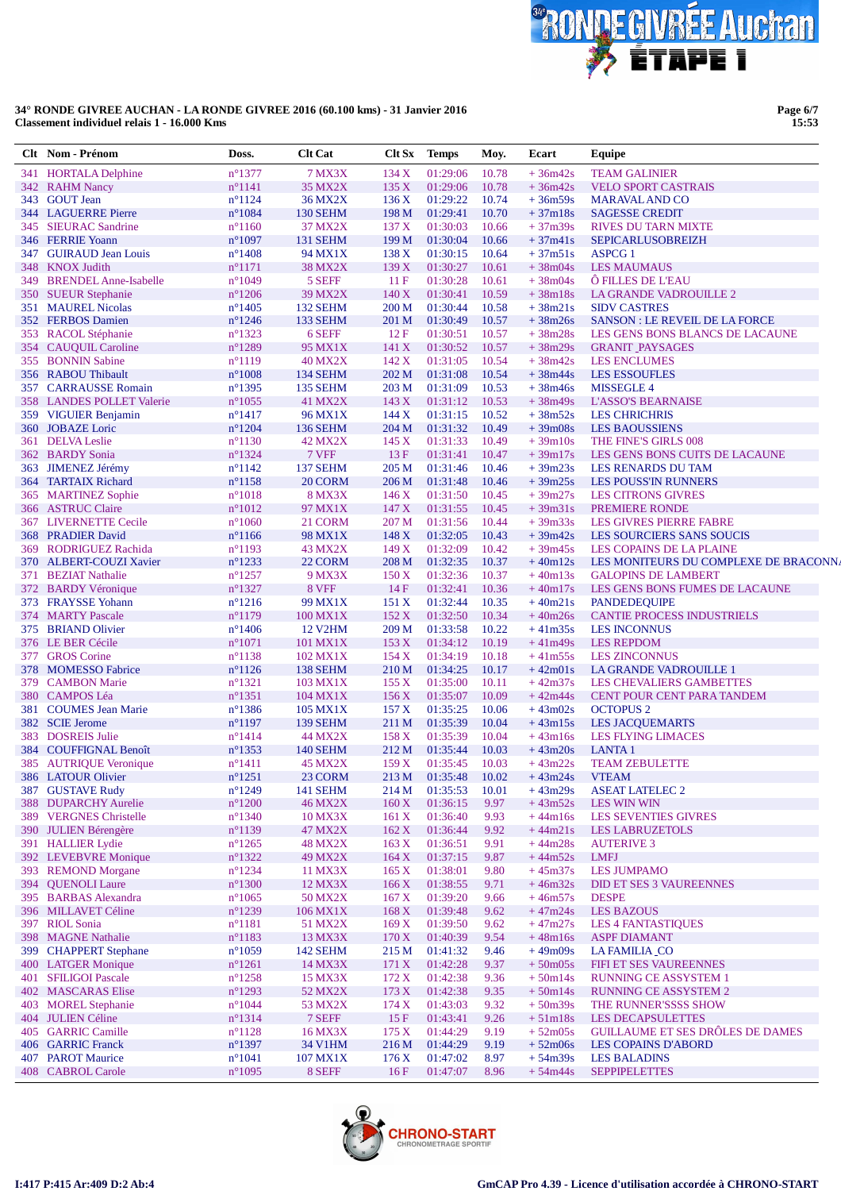**34° RONDE GIVREE AUCHAN - LA RONDE GIVREE 2016 (60.100 kms) - 31 Janvier 2016**
**Classement individuel relais 1 - 16.000 Kms**

| Clt | Nom - Prénom | Doss. | Clt Cat | Clt Sx | Temps | Moy. | Ecart | Equipe |
|---|---|---|---|---|---|---|---|---|
| 341 | HORTALA Delphine | n°1377 | 7 MX3X | 134 X | 01:29:06 | 10.78 | + 36m42s | TEAM GALINIER |
| 342 | RAHM Nancy | n°1141 | 35 MX2X | 135 X | 01:29:06 | 10.78 | + 36m42s | VELO SPORT CASTRAIS |
| 343 | GOUT Jean | n°1124 | 36 MX2X | 136 X | 01:29:22 | 10.74 | + 36m59s | MARAVAL AND CO |
| 344 | LAGUERRE Pierre | n°1084 | 130 SEHM | 198 M | 01:29:41 | 10.70 | + 37m18s | SAGESSE CREDIT |
| 345 | SIEURAC Sandrine | n°1160 | 37 MX2X | 137 X | 01:30:03 | 10.66 | + 37m39s | RIVES DU TARN MIXTE |
| 346 | FERRIE Yoann | n°1097 | 131 SEHM | 199 M | 01:30:04 | 10.66 | + 37m41s | SEPICARLUSOBREIZH |
| 347 | GUIRAUD Jean Louis | n°1408 | 94 MX1X | 138 X | 01:30:15 | 10.64 | + 37m51s | ASPCG 1 |
| 348 | KNOX Judith | n°1171 | 38 MX2X | 139 X | 01:30:27 | 10.61 | + 38m04s | LES MAUMAUS |
| 349 | BRENDEL Anne-Isabelle | n°1049 | 5 SEFF | 11 F | 01:30:28 | 10.61 | + 38m04s | Ô FILLES DE L'EAU |
| 350 | SUEUR Stephanie | n°1206 | 39 MX2X | 140 X | 01:30:41 | 10.59 | + 38m18s | LA GRANDE VADROUILLE 2 |
| 351 | MAUREL Nicolas | n°1405 | 132 SEHM | 200 M | 01:30:44 | 10.58 | + 38m21s | SIDV CASTRES |
| 352 | FERBOS Damien | n°1246 | 133 SEHM | 201 M | 01:30:49 | 10.57 | + 38m26s | SANSON : LE REVEIL DE LA FORCE |
| 353 | RACOL Stéphanie | n°1323 | 6 SEFF | 12 F | 01:30:51 | 10.57 | + 38m28s | LES GENS BONS BLANCS DE LACAUNE |
| 354 | CAUQUIL Caroline | n°1289 | 95 MX1X | 141 X | 01:30:52 | 10.57 | + 38m29s | GRANIT_PAYSAGES |
| 355 | BONNIN Sabine | n°1119 | 40 MX2X | 142 X | 01:31:05 | 10.54 | + 38m42s | LES ENCLUMES |
| 356 | RABOU Thibault | n°1008 | 134 SEHM | 202 M | 01:31:08 | 10.54 | + 38m44s | LES ESSOUFLES |
| 357 | CARRAUSSE Romain | n°1395 | 135 SEHM | 203 M | 01:31:09 | 10.53 | + 38m46s | MISSEGLE 4 |
| 358 | LANDES POLLET Valerie | n°1055 | 41 MX2X | 143 X | 01:31:12 | 10.53 | + 38m49s | L'ASSO'S BEARNAISE |
| 359 | VIGUIER Benjamin | n°1417 | 96 MX1X | 144 X | 01:31:15 | 10.52 | + 38m52s | LES CHRICHRIS |
| 360 | JOBAZE Loric | n°1204 | 136 SEHM | 204 M | 01:31:32 | 10.49 | + 39m08s | LES BAOUSSIENS |
| 361 | DELVA Leslie | n°1130 | 42 MX2X | 145 X | 01:31:33 | 10.49 | + 39m10s | THE FINE'S GIRLS 008 |
| 362 | BARDY Sonia | n°1324 | 7 VFF | 13 F | 01:31:41 | 10.47 | + 39m17s | LES GENS BONS CUITS DE LACAUNE |
| 363 | JIMENEZ Jérémy | n°1142 | 137 SEHM | 205 M | 01:31:46 | 10.46 | + 39m23s | LES RENARDS DU TAM |
| 364 | TARTAIX Richard | n°1158 | 20 CORM | 206 M | 01:31:48 | 10.46 | + 39m25s | LES POUSS'IN RUNNERS |
| 365 | MARTINEZ Sophie | n°1018 | 8 MX3X | 146 X | 01:31:50 | 10.45 | + 39m27s | LES CITRONS GIVRES |
| 366 | ASTRUC Claire | n°1012 | 97 MX1X | 147 X | 01:31:55 | 10.45 | + 39m31s | PREMIERE RONDE |
| 367 | LIVERNETTE Cecile | n°1060 | 21 CORM | 207 M | 01:31:56 | 10.44 | + 39m33s | LES GIVRES PIERRE FABRE |
| 368 | PRADIER David | n°1166 | 98 MX1X | 148 X | 01:32:05 | 10.43 | + 39m42s | LES SOURCIERS SANS SOUCIS |
| 369 | RODRIGUEZ Rachida | n°1193 | 43 MX2X | 149 X | 01:32:09 | 10.42 | + 39m45s | LES COPAINS DE LA PLAINE |
| 370 | ALBERT-COUZI Xavier | n°1233 | 22 CORM | 208 M | 01:32:35 | 10.37 | + 40m12s | LES MONITEURS DU COMPLEXE DE BRACONN/ |
| 371 | BEZIAT Nathalie | n°1257 | 9 MX3X | 150 X | 01:32:36 | 10.37 | + 40m13s | GALOPINS DE LAMBERT |
| 372 | BARDY Véronique | n°1327 | 8 VFF | 14 F | 01:32:41 | 10.36 | + 40m17s | LES GENS BONS FUMES DE LACAUNE |
| 373 | FRAYSSE Yohann | n°1216 | 99 MX1X | 151 X | 01:32:44 | 10.35 | + 40m21s | PANDEDEQUIPE |
| 374 | MARTY Pascale | n°1179 | 100 MX1X | 152 X | 01:32:50 | 10.34 | + 40m26s | CANTIE PROCESS INDUSTRIELS |
| 375 | BRIAND Olivier | n°1406 | 12 V2HM | 209 M | 01:33:58 | 10.22 | + 41m35s | LES INCONNUS |
| 376 | LE BER Cécile | n°1071 | 101 MX1X | 153 X | 01:34:12 | 10.19 | + 41m49s | LES REPDOM |
| 377 | GROS Corine | n°1138 | 102 MX1X | 154 X | 01:34:19 | 10.18 | + 41m55s | LES ZINCONNUS |
| 378 | MOMESSO Fabrice | n°1126 | 138 SEHM | 210 M | 01:34:25 | 10.17 | + 42m01s | LA GRANDE VADROUILLE 1 |
| 379 | CAMBON Marie | n°1321 | 103 MX1X | 155 X | 01:35:00 | 10.11 | + 42m37s | LES CHEVALIERS GAMBETTES |
| 380 | CAMPOS Léa | n°1351 | 104 MX1X | 156 X | 01:35:07 | 10.09 | + 42m44s | CENT POUR CENT PARA TANDEM |
| 381 | COUMES Jean Marie | n°1386 | 105 MX1X | 157 X | 01:35:25 | 10.06 | + 43m02s | OCTOPUS 2 |
| 382 | SCIE Jerome | n°1197 | 139 SEHM | 211 M | 01:35:39 | 10.04 | + 43m15s | LES JACQUEMARTS |
| 383 | DOSREIS Julie | n°1414 | 44 MX2X | 158 X | 01:35:39 | 10.04 | + 43m16s | LES FLYING LIMACES |
| 384 | COUFFIGNAL Benoît | n°1353 | 140 SEHM | 212 M | 01:35:44 | 10.03 | + 43m20s | LANTA 1 |
| 385 | AUTRIQUE Veronique | n°1411 | 45 MX2X | 159 X | 01:35:45 | 10.03 | + 43m22s | TEAM ZEBULETTE |
| 386 | LATOUR Olivier | n°1251 | 23 CORM | 213 M | 01:35:48 | 10.02 | + 43m24s | VTEAM |
| 387 | GUSTAVE Rudy | n°1249 | 141 SEHM | 214 M | 01:35:53 | 10.01 | + 43m29s | ASEAT LATELEC 2 |
| 388 | DUPARCHY Aurelie | n°1200 | 46 MX2X | 160 X | 01:36:15 | 9.97 | + 43m52s | LES WIN WIN |
| 389 | VERGNES Christelle | n°1340 | 10 MX3X | 161 X | 01:36:40 | 9.93 | + 44m16s | LES SEVENTIES GIVRES |
| 390 | JULIEN Bérengère | n°1139 | 47 MX2X | 162 X | 01:36:44 | 9.92 | + 44m21s | LES LABRUZETOLS |
| 391 | HALLIER Lydie | n°1265 | 48 MX2X | 163 X | 01:36:51 | 9.91 | + 44m28s | AUTERIVE 3 |
| 392 | LEVEBVRE Monique | n°1322 | 49 MX2X | 164 X | 01:37:15 | 9.87 | + 44m52s | LMFJ |
| 393 | REMOND Morgane | n°1234 | 11 MX3X | 165 X | 01:38:01 | 9.80 | + 45m37s | LES JUMPAMO |
| 394 | QUENOLI Laure | n°1300 | 12 MX3X | 166 X | 01:38:55 | 9.71 | + 46m32s | DID ET SES 3 VAUREENNES |
| 395 | BARBAS Alexandra | n°1065 | 50 MX2X | 167 X | 01:39:20 | 9.66 | + 46m57s | DESPE |
| 396 | MILLAVET Céline | n°1239 | 106 MX1X | 168 X | 01:39:48 | 9.62 | + 47m24s | LES BAZOUS |
| 397 | RIOL Sonia | n°1181 | 51 MX2X | 169 X | 01:39:50 | 9.62 | + 47m27s | LES 4 FANTASTIQUES |
| 398 | MAGNE Nathalie | n°1183 | 13 MX3X | 170 X | 01:40:39 | 9.54 | + 48m16s | ASPF DIAMANT |
| 399 | CHAPPERT Stephane | n°1059 | 142 SEHM | 215 M | 01:41:32 | 9.46 | + 49m09s | LA FAMILIA_CO |
| 400 | LATGER Monique | n°1261 | 14 MX3X | 171 X | 01:42:28 | 9.37 | + 50m05s | FIFI ET SES VAUREENNES |
| 401 | SFILIGOI Pascale | n°1258 | 15 MX3X | 172 X | 01:42:38 | 9.36 | + 50m14s | RUNNING CE ASSYSTEM 1 |
| 402 | MASCARAS Elise | n°1293 | 52 MX2X | 173 X | 01:42:38 | 9.35 | + 50m14s | RUNNING CE ASSYSTEM 2 |
| 403 | MOREL Stephanie | n°1044 | 53 MX2X | 174 X | 01:43:03 | 9.32 | + 50m39s | THE RUNNER'SSSS SHOW |
| 404 | JULIEN Céline | n°1314 | 7 SEFF | 15 F | 01:43:41 | 9.26 | + 51m18s | LES DECAPSULETTES |
| 405 | GARRIC Camille | n°1128 | 16 MX3X | 175 X | 01:44:29 | 9.19 | + 52m05s | GUILLAUME ET SES DRÔLES DE DAMES |
| 406 | GARRIC Franck | n°1397 | 34 V1HM | 216 M | 01:44:29 | 9.19 | + 52m06s | LES COPAINS D'ABORD |
| 407 | PAROT Maurice | n°1041 | 107 MX1X | 176 X | 01:47:02 | 8.97 | + 54m39s | LES BALADINS |
| 408 | CABROL Carole | n°1095 | 8 SEFF | 16 F | 01:47:07 | 8.96 | + 54m44s | SEPPIPELETTES |

I:417 P:415 Ar:409 D:2 Ab:4

GmCAP Pro 4.39 - Licence d'utilisation accordée à CHRONO-START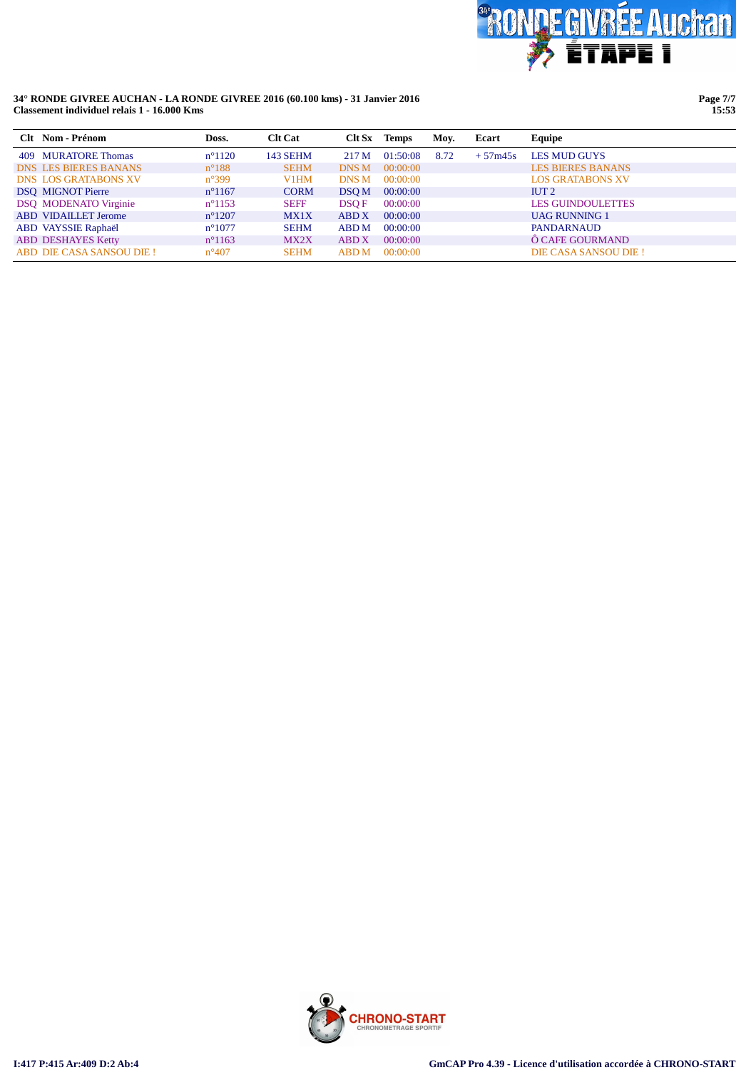**34° RONDE GIVREE AUCHAN - LA RONDE GIVREE 2016 (60.100 kms) - 31 Janvier 2016**
**Classement individuel relais 1 - 16.000 Kms**

| Clt | Nom - Prénom | Doss. | Clt Cat | Clt Sx | Temps | Moy. | Ecart | Equipe |
|---|---|---|---|---|---|---|---|---|
| 409 | MURATORE Thomas | n°1120 | 143 SEHM | 217 M | 01:50:08 | 8.72 | + 57m45s | LES MUD GUYS |
| DNS | LES BIERES BANANS | n°188 | SEHM | DNS M | 00:00:00 | | | LES BIERES BANANS |
| DNS | LOS GRATABONS XV | n°399 | V1HM | DNS M | 00:00:00 | | | LOS GRATABONS XV |
| DSQ | MIGNOT Pierre | n°1167 | CORM | DSQ M | 00:00:00 | | | IUT 2 |
| DSQ | MODENATO Virginie | n°1153 | SEFF | DSQ F | 00:00:00 | | | LES GUINDOULETTES |
| ABD | VIDAILLET Jerome | n°1207 | MX1X | ABD X | 00:00:00 | | | UAG RUNNING 1 |
| ABD | VAYSSIE Raphaël | n°1077 | SEHM | ABD M | 00:00:00 | | | PANDARNAUD |
| ABD | DESHAYES Ketty | n°1163 | MX2X | ABD X | 00:00:00 | | | Ô CAFE GOURMAND |
| ABD | DIE CASA SANSOU DIE ! | n°407 | SEHM | ABD M | 00:00:00 | | | DIE CASA SANSOU DIE ! |

I:417 P:415 Ar:409 D:2 Ab:4

GmCAP Pro 4.39 - Licence d'utilisation accordée à CHRONO-START